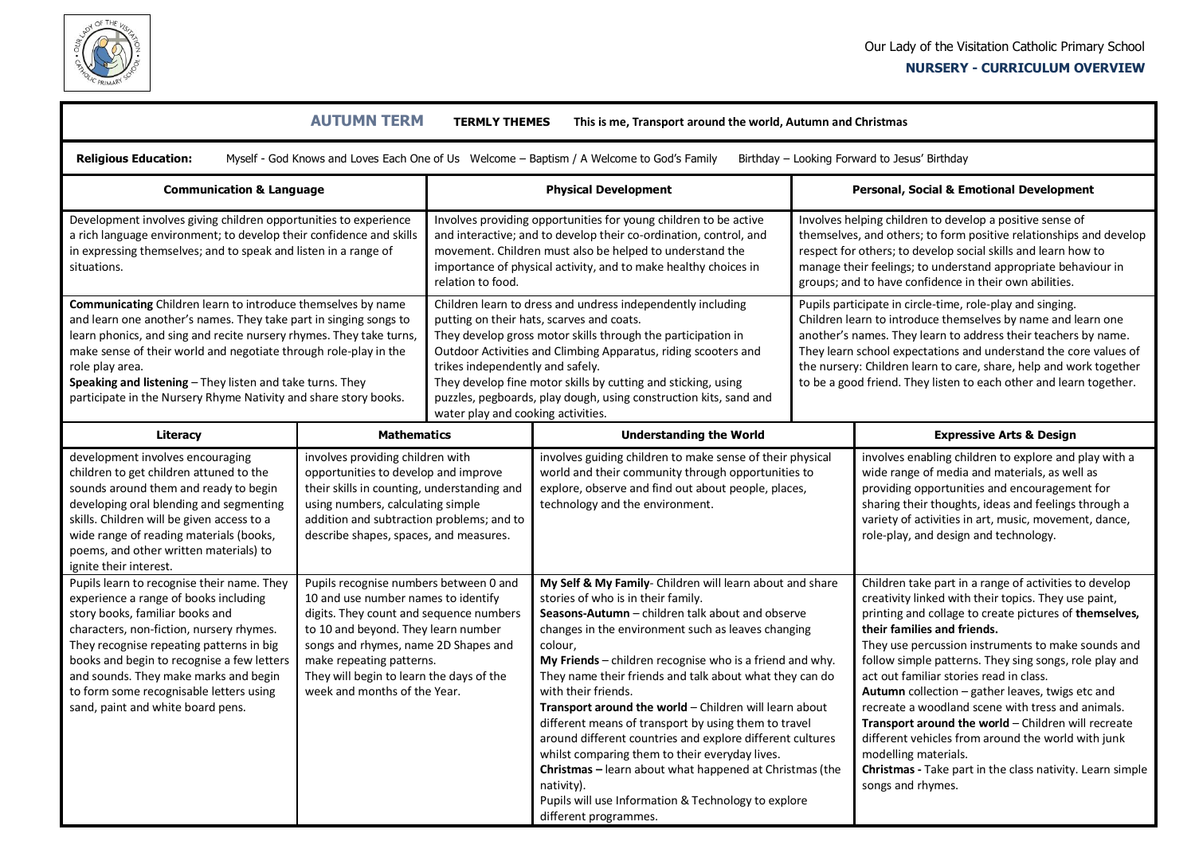Our Lady of the Visitation Catholic Primary School

**NURSERY - CURRICULUM OVERVIEW**

## AUTUMN TERM

**TERMLY THEMES** This is me, Transport around the world, Autumn and Christmas

**Religious Education:** Myself - God Knows and Loves Each One of Us Welcome – Baptism / A Welcome to God's Family Birthday – Looking Forward to Jesus' Birthday

| Communication & Language | Physical Development | Personal, Social & Emotional Development |
|---|---|---|
| Development involves giving children opportunities to experience a rich language environment; to develop their confidence and skills in expressing themselves; and to speak and listen in a range of situations. | Involves providing opportunities for young children to be active and interactive; and to develop their co-ordination, control, and movement. Children must also be helped to understand the importance of physical activity, and to make healthy choices in relation to food. | Involves helping children to develop a positive sense of themselves, and others; to form positive relationships and develop respect for others; to develop social skills and learn how to manage their feelings; to understand appropriate behaviour in groups; and to have confidence in their own abilities. |
| **Communicating** Children learn to introduce themselves by name and learn one another's names. They take part in singing songs to learn phonics, and sing and recite nursery rhymes. They take turns, make sense of their world and negotiate through role-play in the role play area.<br>**Speaking and listening** – They listen and take turns. They participate in the Nursery Rhyme Nativity and share story books. | Children learn to dress and undress independently including putting on their hats, scarves and coats.<br>They develop gross motor skills through the participation in Outdoor Activities and Climbing Apparatus, riding scooters and trikes independently and safely.<br>They develop fine motor skills by cutting and sticking, using puzzles, pegboards, play dough, using construction kits, sand and water play and cooking activities. | Pupils participate in circle-time, role-play and singing.<br>Children learn to introduce themselves by name and learn one another's names. They learn to address their teachers by name.<br>They learn school expectations and understand the core values of the nursery: Children learn to care, share, help and work together to be a good friend. They listen to each other and learn together. |

| Literacy | Mathematics | Understanding the World | Expressive Arts & Design |
|---|---|---|---|
| development involves encouraging children to get children attuned to the sounds around them and ready to begin developing oral blending and segmenting skills. Children will be given access to a wide range of reading materials (books, poems, and other written materials) to ignite their interest. | involves providing children with opportunities to develop and improve their skills in counting, understanding and using numbers, calculating simple addition and subtraction problems; and to describe shapes, spaces, and measures. | involves guiding children to make sense of their physical world and their community through opportunities to explore, observe and find out about people, places, technology and the environment. | involves enabling children to explore and play with a wide range of media and materials, as well as providing opportunities and encouragement for sharing their thoughts, ideas and feelings through a variety of activities in art, music, movement, dance, role-play, and design and technology. |
| Pupils learn to recognise their name. They experience a range of books including story books, familiar books and characters, non-fiction, nursery rhymes. They recognise repeating patterns in big books and begin to recognise a few letters and sounds. They make marks and begin to form some recognisable letters using sand, paint and white board pens. | Pupils recognise numbers between 0 and 10 and use number names to identify digits. They count and sequence numbers to 10 and beyond. They learn number songs and rhymes, name 2D Shapes and make repeating patterns.<br>They will begin to learn the days of the week and months of the Year. | **My Self & My Family**- Children will learn about and share stories of who is in their family.<br>**Seasons-Autumn** – children talk about and observe changes in the environment such as leaves changing colour,<br>**My Friends** – children recognise who is a friend and why. They name their friends and talk about what they can do with their friends.<br>**Transport around the world** – Children will learn about different means of transport by using them to travel around different countries and explore different cultures whilst comparing them to their everyday lives.<br>**Christmas –** learn about what happened at Christmas (the nativity).<br>Pupils will use Information & Technology to explore different programmes. | Children take part in a range of activities to develop creativity linked with their topics. They use paint, printing and collage to create pictures of **themselves, their families and friends.**<br>They use percussion instruments to make sounds and follow simple patterns. They sing songs, role play and act out familiar stories read in class.<br>**Autumn** collection – gather leaves, twigs etc and recreate a woodland scene with tress and animals.<br>**Transport around the world** – Children will recreate different vehicles from around the world with junk modelling materials.<br>**Christmas -** Take part in the class nativity. Learn simple songs and rhymes. |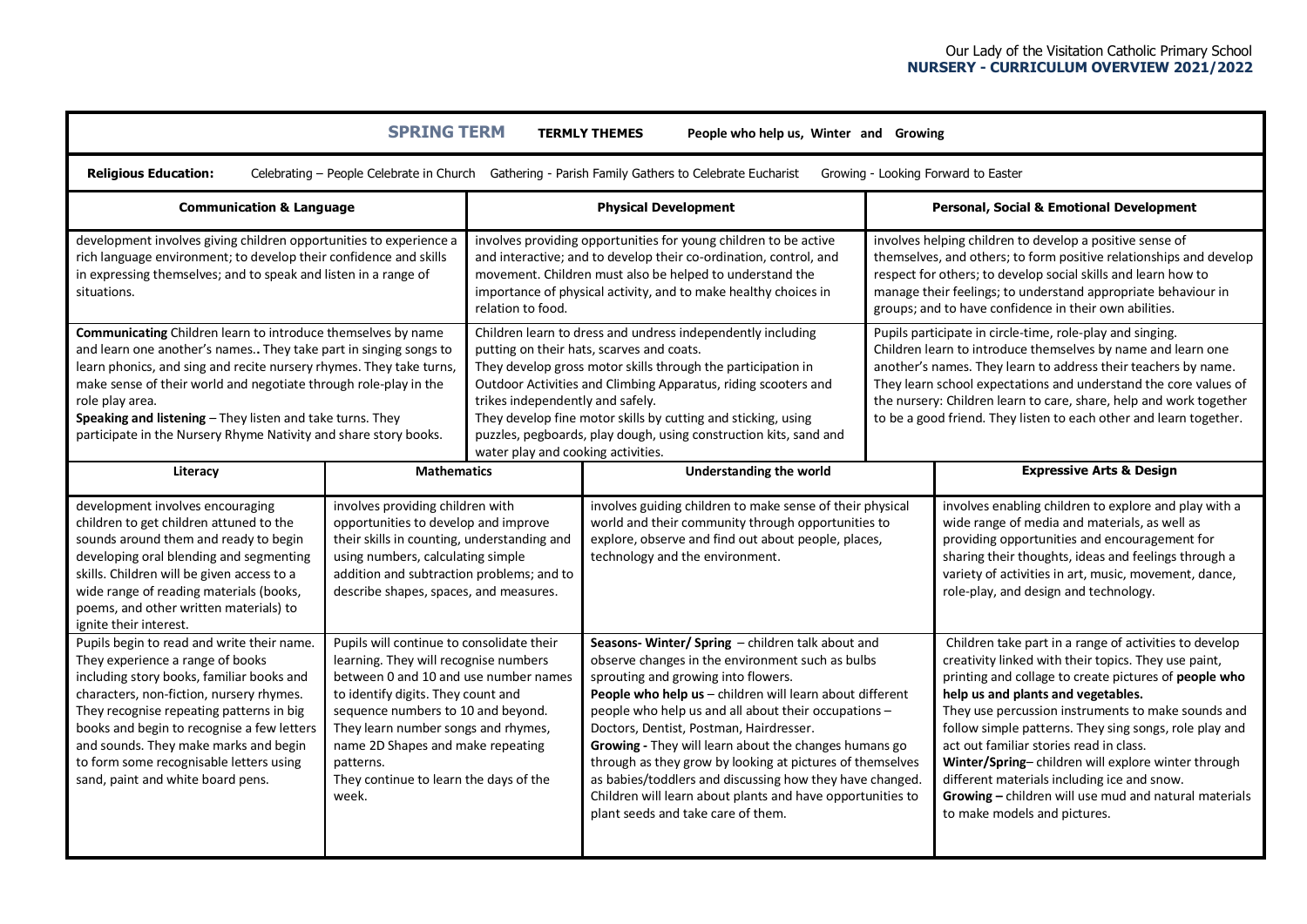Our Lady of the Visitation Catholic Primary School
**NURSERY - CURRICULUM OVERVIEW 2021/2022**

**SPRING TERM** **TERMLY THEMES** **People who help us, Winter and Growing**

**Religious Education:** Celebrating – People Celebrate in Church Gathering - Parish Family Gathers to Celebrate Eucharist Growing - Looking Forward to Easter

| Communication & Language | Physical Development | Personal, Social & Emotional Development |
|---|---|---|
| development involves giving children opportunities to experience a rich language environment; to develop their confidence and skills in expressing themselves; and to speak and listen in a range of situations. | involves providing opportunities for young children to be active and interactive; and to develop their co-ordination, control, and movement. Children must also be helped to understand the importance of physical activity, and to make healthy choices in relation to food. | involves helping children to develop a positive sense of themselves, and others; to form positive relationships and develop respect for others; to develop social skills and learn how to manage their feelings; to understand appropriate behaviour in groups; and to have confidence in their own abilities. |
| **Communicating** Children learn to introduce themselves by name and learn one another's names.. They take part in singing songs to learn phonics, and sing and recite nursery rhymes. They take turns, make sense of their world and negotiate through role-play in the role play area.<br>**Speaking and listening** – They listen and take turns. They participate in the Nursery Rhyme Nativity and share story books. | Children learn to dress and undress independently including putting on their hats, scarves and coats.<br>They develop gross motor skills through the participation in Outdoor Activities and Climbing Apparatus, riding scooters and trikes independently and safely.<br>They develop fine motor skills by cutting and sticking, using puzzles, pegboards, play dough, using construction kits, sand and water play and cooking activities. | Pupils participate in circle-time, role-play and singing.<br>Children learn to introduce themselves by name and learn one another's names. They learn to address their teachers by name. They learn school expectations and understand the core values of the nursery: Children learn to care, share, help and work together to be a good friend. They listen to each other and learn together. |

| Literacy | Mathematics | Understanding the world | Expressive Arts & Design |
|---|---|---|---|
| development involves encouraging children to get children attuned to the sounds around them and ready to begin developing oral blending and segmenting skills. Children will be given access to a wide range of reading materials (books, poems, and other written materials) to ignite their interest. | involves providing children with opportunities to develop and improve their skills in counting, understanding and using numbers, calculating simple addition and subtraction problems; and to describe shapes, spaces, and measures. | involves guiding children to make sense of their physical world and their community through opportunities to explore, observe and find out about people, places, technology and the environment. | involves enabling children to explore and play with a wide range of media and materials, as well as providing opportunities and encouragement for sharing their thoughts, ideas and feelings through a variety of activities in art, music, movement, dance, role-play, and design and technology. |
| Pupils begin to read and write their name. They experience a range of books including story books, familiar books and characters, non-fiction, nursery rhymes. They recognise repeating patterns in big books and begin to recognise a few letters and sounds. They make marks and begin to form some recognisable letters using sand, paint and white board pens. | Pupils will continue to consolidate their learning. They will recognise numbers between 0 and 10 and use number names to identify digits. They count and sequence numbers to 10 and beyond. They learn number songs and rhymes, name 2D Shapes and make repeating patterns.<br>They continue to learn the days of the week. | **Seasons- Winter/ Spring** – children talk about and observe changes in the environment such as bulbs sprouting and growing into flowers.<br>**People who help us** – children will learn about different people who help us and all about their occupations – Doctors, Dentist, Postman, Hairdresser.<br>**Growing -** They will learn about the changes humans go through as they grow by looking at pictures of themselves as babies/toddlers and discussing how they have changed. Children will learn about plants and have opportunities to plant seeds and take care of them. | Children take part in a range of activities to develop creativity linked with their topics. They use paint, printing and collage to create pictures of **people who help us and plants and vegetables.**<br>They use percussion instruments to make sounds and follow simple patterns. They sing songs, role play and act out familiar stories read in class.<br>**Winter/Spring**– children will explore winter through different materials including ice and snow.<br>**Growing –** children will use mud and natural materials to make models and pictures. |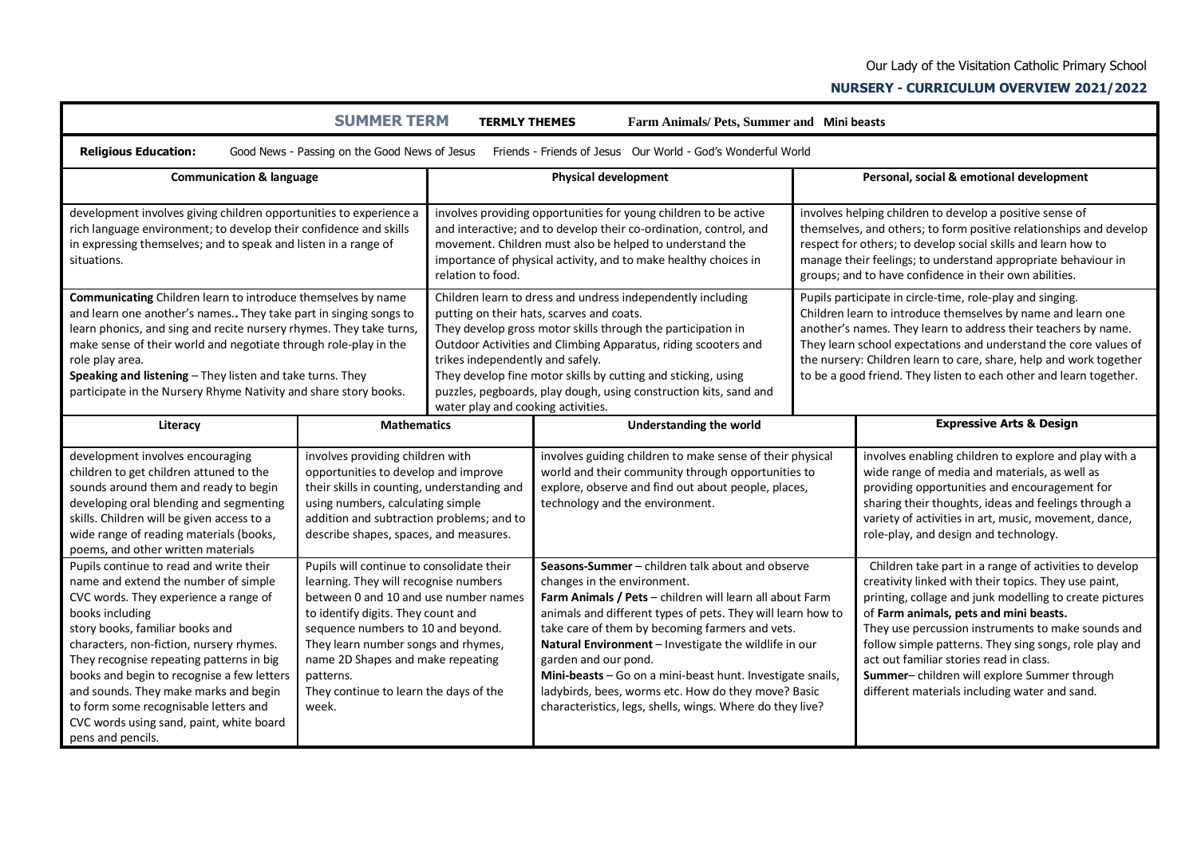Our Lady of the Visitation Catholic Primary School

**NURSERY - CURRICULUM OVERVIEW 2021/2022**

**SUMMER TERM** **TERMLY THEMES** **Farm Animals/ Pets, Summer and Mini beasts**

**Religious Education:** Good News - Passing on the Good News of Jesus Friends - Friends of Jesus Our World - God's Wonderful World

| Communication & language | Physical development | Personal, social & emotional development |
|---|---|---|
| development involves giving children opportunities to experience a rich language environment; to develop their confidence and skills in expressing themselves; and to speak and listen in a range of situations. | involves providing opportunities for young children to be active and interactive; and to develop their co-ordination, control, and movement. Children must also be helped to understand the importance of physical activity, and to make healthy choices in relation to food. | involves helping children to develop a positive sense of themselves, and others; to form positive relationships and develop respect for others; to develop social skills and learn how to manage their feelings; to understand appropriate behaviour in groups; and to have confidence in their own abilities. |
| **Communicating** Children learn to introduce themselves by name and learn one another's names**.** They take part in singing songs to learn phonics, and sing and recite nursery rhymes. They take turns, make sense of their world and negotiate through role-play in the role play area.<br>**Speaking and listening** – They listen and take turns. They participate in the Nursery Rhyme Nativity and share story books. | Children learn to dress and undress independently including putting on their hats, scarves and coats.<br>They develop gross motor skills through the participation in Outdoor Activities and Climbing Apparatus, riding scooters and trikes independently and safely.<br>They develop fine motor skills by cutting and sticking, using puzzles, pegboards, play dough, using construction kits, sand and water play and cooking activities. | Pupils participate in circle-time, role-play and singing.<br>Children learn to introduce themselves by name and learn one another's names. They learn to address their teachers by name. They learn school expectations and understand the core values of the nursery: Children learn to care, share, help and work together to be a good friend. They listen to each other and learn together. |

| Literacy | Mathematics | Understanding the world | Expressive Arts & Design |
|---|---|---|---|
| development involves encouraging children to get children attuned to the sounds around them and ready to begin developing oral blending and segmenting skills. Children will be given access to a wide range of reading materials (books, poems, and other written materials | involves providing children with opportunities to develop and improve their skills in counting, understanding and using numbers, calculating simple addition and subtraction problems; and to describe shapes, spaces, and measures. | involves guiding children to make sense of their physical world and their community through opportunities to explore, observe and find out about people, places, technology and the environment. | involves enabling children to explore and play with a wide range of media and materials, as well as providing opportunities and encouragement for sharing their thoughts, ideas and feelings through a variety of activities in art, music, movement, dance, role-play, and design and technology. |
| Pupils continue to read and write their name and extend the number of simple CVC words. They experience a range of books including story books, familiar books and characters, non-fiction, nursery rhymes. They recognise repeating patterns in big books and begin to recognise a few letters and sounds. They make marks and begin to form some recognisable letters and CVC words using sand, paint, white board pens and pencils. | Pupils will continue to consolidate their learning. They will recognise numbers between 0 and 10 and use number names to identify digits. They count and sequence numbers to 10 and beyond. They learn number songs and rhymes, name 2D Shapes and make repeating patterns.<br>They continue to learn the days of the week. | **Seasons-Summer** – children talk about and observe changes in the environment.<br>**Farm Animals / Pets** – children will learn all about Farm animals and different types of pets. They will learn how to take care of them by becoming farmers and vets.<br>**Natural Environment** – Investigate the wildlife in our garden and our pond.<br>**Mini-beasts** – Go on a mini-beast hunt. Investigate snails, ladybirds, bees, worms etc. How do they move? Basic characteristics, legs, shells, wings. Where do they live? | Children take part in a range of activities to develop creativity linked with their topics. They use paint, printing, collage and junk modelling to create pictures of **Farm animals, pets and mini beasts.**<br>They use percussion instruments to make sounds and follow simple patterns. They sing songs, role play and act out familiar stories read in class.<br>**Summer**– children will explore Summer through different materials including water and sand. |